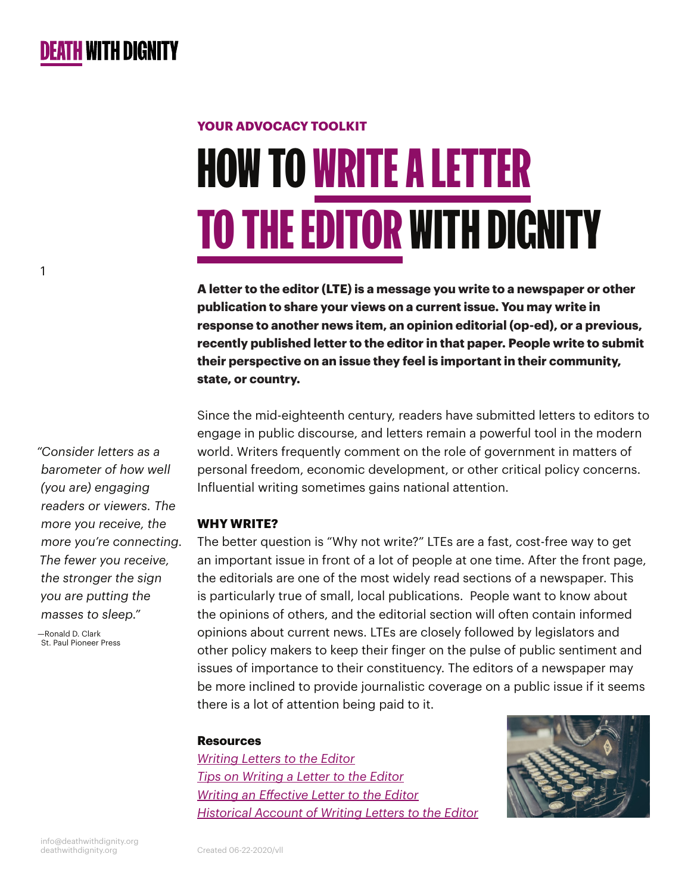DEATH WITH DIGNITY

**YOUR ADVOCACY TOOLKIT**

# HOW TO WRITE A LETTER TO THE EDITOR WITH DIGNITY

**A letter to the editor (LTE) is a message you write to a newspaper or other publication to share your views on a current issue. You may write in response to another news item, an opinion editorial (op-ed), or a previous, recently published letter to the editor in that paper. People write to submit their perspective on an issue they feel is important in their community, state, or country.**

Since the mid-eighteenth century, readers have submitted letters to editors to engage in public discourse, and letters remain a powerful tool in the modern world. Writers frequently comment on the role of government in matters of personal freedom, economic development, or other critical policy concerns. Influential writing sometimes gains national attention.

> *"Consider letters as a barometer of how well (you are) engaging readers or viewers. The more you receive, the more you're connecting. The fewer you receive, the stronger the sign you are putting the masses to sleep."*
>
> —Ronald D. Clark
> St. Paul Pioneer Press

**WHY WRITE?**

The better question is "Why not write?" LTEs are a fast, cost-free way to get an important issue in front of a lot of people at one time. After the front page, the editorials are one of the most widely read sections of a newspaper. This is particularly true of small, local publications. People want to know about the opinions of others, and the editorial section will often contain informed opinions about current news. LTEs are closely followed by legislators and other policy makers to keep their finger on the pulse of public sentiment and issues of importance to their constituency. The editors of a newspaper may be more inclined to provide journalistic coverage on a public issue if it seems there is a lot of attention being paid to it.

**Resources**

*Writing Letters to the Editor*
*Tips on Writing a Letter to the Editor*
*Writing an Effective Letter to the Editor*
*Historical Account of Writing Letters to the Editor*

info@deathwithdignity.org
deathwithdignity.org

Created 06-22-2020/vll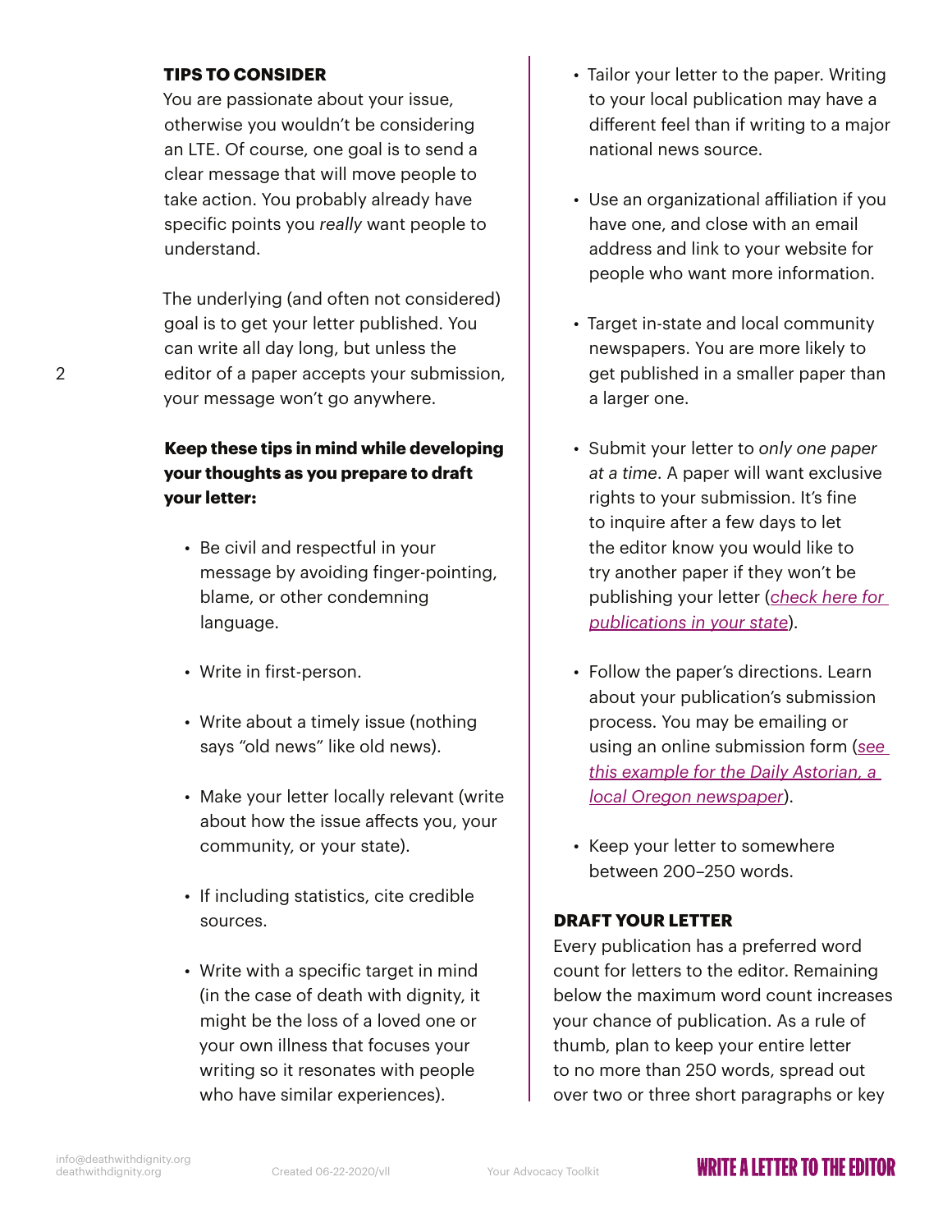## TIPS TO CONSIDER

You are passionate about your issue, otherwise you wouldn't be considering an LTE. Of course, one goal is to send a clear message that will move people to take action. You probably already have specific points you *really* want people to understand.

The underlying (and often not considered) goal is to get your letter published. You can write all day long, but unless the editor of a paper accepts your submission, your message won't go anywhere.

**Keep these tips in mind while developing your thoughts as you prepare to draft your letter:**

- Be civil and respectful in your message by avoiding finger-pointing, blame, or other condemning language.
- Write in first-person.
- Write about a timely issue (nothing says "old news" like old news).
- Make your letter locally relevant (write about how the issue affects you, your community, or your state).
- If including statistics, cite credible sources.
- Write with a specific target in mind (in the case of death with dignity, it might be the loss of a loved one or your own illness that focuses your writing so it resonates with people who have similar experiences).
- Tailor your letter to the paper. Writing to your local publication may have a different feel than if writing to a major national news source.
- Use an organizational affiliation if you have one, and close with an email address and link to your website for people who want more information.
- Target in-state and local community newspapers. You are more likely to get published in a smaller paper than a larger one.
- Submit your letter to *only one paper at a time*. A paper will want exclusive rights to your submission. It's fine to inquire after a few days to let the editor know you would like to try another paper if they won't be publishing your letter (*check here for publications in your state*).
- Follow the paper's directions. Learn about your publication's submission process. You may be emailing or using an online submission form (*see this example for the Daily Astorian, a local Oregon newspaper*).
- Keep your letter to somewhere between 200–250 words.

## DRAFT YOUR LETTER

Every publication has a preferred word count for letters to the editor. Remaining below the maximum word count increases your chance of publication. As a rule of thumb, plan to keep your entire letter to no more than 250 words, spread out over two or three short paragraphs or key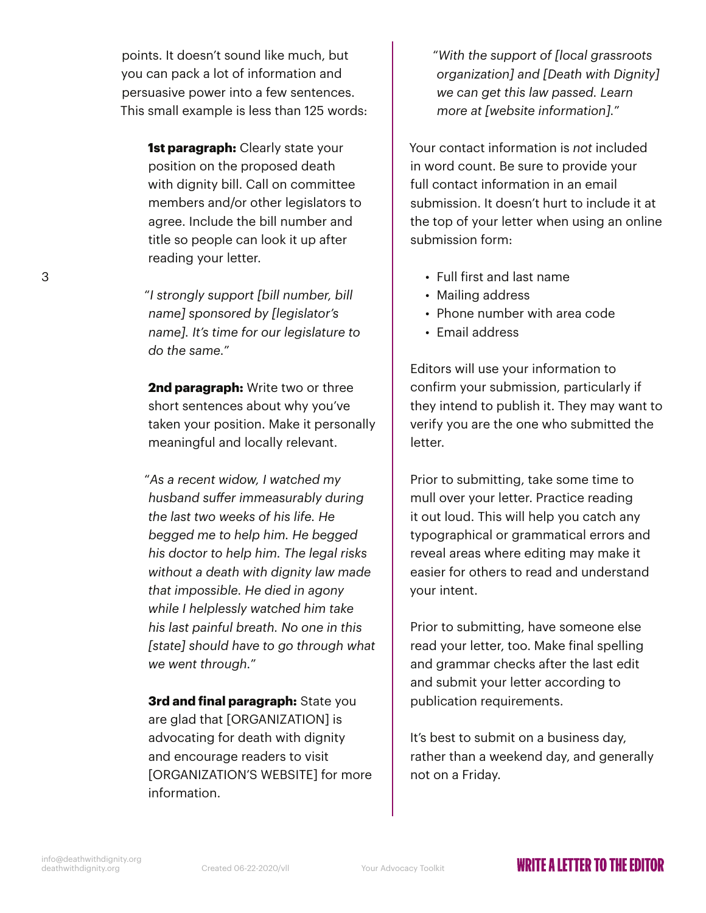points. It doesn't sound like much, but you can pack a lot of information and persuasive power into a few sentences. This small example is less than 125 words:

**1st paragraph:** Clearly state your position on the proposed death with dignity bill. Call on committee members and/or other legislators to agree. Include the bill number and title so people can look it up after reading your letter.

"*I strongly support [bill number, bill name] sponsored by [legislator's name]. It's time for our legislature to do the same.*"

**2nd paragraph:** Write two or three short sentences about why you've taken your position. Make it personally meaningful and locally relevant.

"*As a recent widow, I watched my husband suffer immeasurably during the last two weeks of his life. He begged me to help him. He begged his doctor to help him. The legal risks without a death with dignity law made that impossible. He died in agony while I helplessly watched him take his last painful breath. No one in this [state] should have to go through what we went through.*"

**3rd and final paragraph:** State you are glad that [ORGANIZATION] is advocating for death with dignity and encourage readers to visit [ORGANIZATION'S WEBSITE] for more information.

"*With the support of [local grassroots organization] and [Death with Dignity] we can get this law passed. Learn more at [website information].*"

Your contact information is *not* included in word count. Be sure to provide your full contact information in an email submission. It doesn't hurt to include it at the top of your letter when using an online submission form:

- Full first and last name
- Mailing address
- Phone number with area code
- Email address

Editors will use your information to confirm your submission, particularly if they intend to publish it. They may want to verify you are the one who submitted the letter.

Prior to submitting, take some time to mull over your letter. Practice reading it out loud. This will help you catch any typographical or grammatical errors and reveal areas where editing may make it easier for others to read and understand your intent.

Prior to submitting, have someone else read your letter, too. Make final spelling and grammar checks after the last edit and submit your letter according to publication requirements.

It's best to submit on a business day, rather than a weekend day, and generally not on a Friday.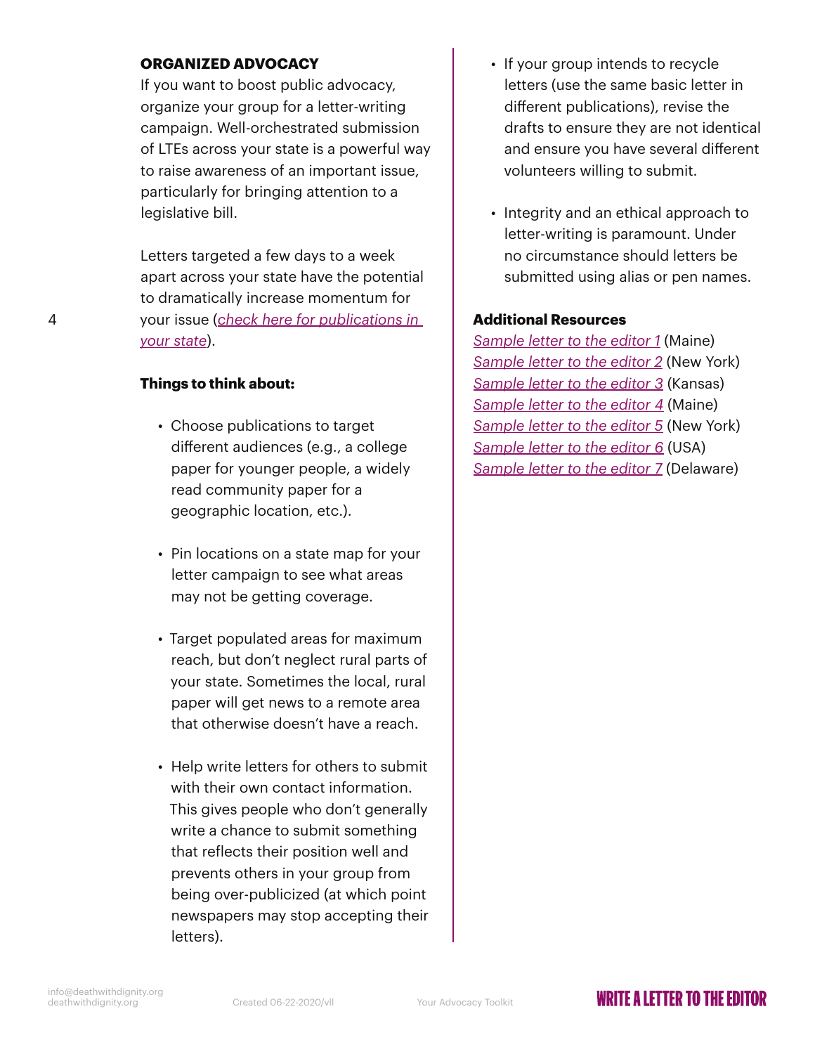## ORGANIZED ADVOCACY

If you want to boost public advocacy, organize your group for a letter-writing campaign. Well-orchestrated submission of LTEs across your state is a powerful way to raise awareness of an important issue, particularly for bringing attention to a legislative bill.

Letters targeted a few days to a week apart across your state have the potential to dramatically increase momentum for your issue (*check here for publications in your state*).

### Things to think about:

- Choose publications to target different audiences (e.g., a college paper for younger people, a widely read community paper for a geographic location, etc.).
- Pin locations on a state map for your letter campaign to see what areas may not be getting coverage.
- Target populated areas for maximum reach, but don't neglect rural parts of your state. Sometimes the local, rural paper will get news to a remote area that otherwise doesn't have a reach.
- Help write letters for others to submit with their own contact information. This gives people who don't generally write a chance to submit something that reflects their position well and prevents others in your group from being over-publicized (at which point newspapers may stop accepting their letters).
- If your group intends to recycle letters (use the same basic letter in different publications), revise the drafts to ensure they are not identical and ensure you have several different volunteers willing to submit.
- Integrity and an ethical approach to letter-writing is paramount. Under no circumstance should letters be submitted using alias or pen names.

### Additional Resources

*Sample letter to the editor 1* (Maine)
*Sample letter to the editor 2* (New York)
*Sample letter to the editor 3* (Kansas)
*Sample letter to the editor 4* (Maine)
*Sample letter to the editor 5* (New York)
*Sample letter to the editor 6* (USA)
*Sample letter to the editor 7* (Delaware)